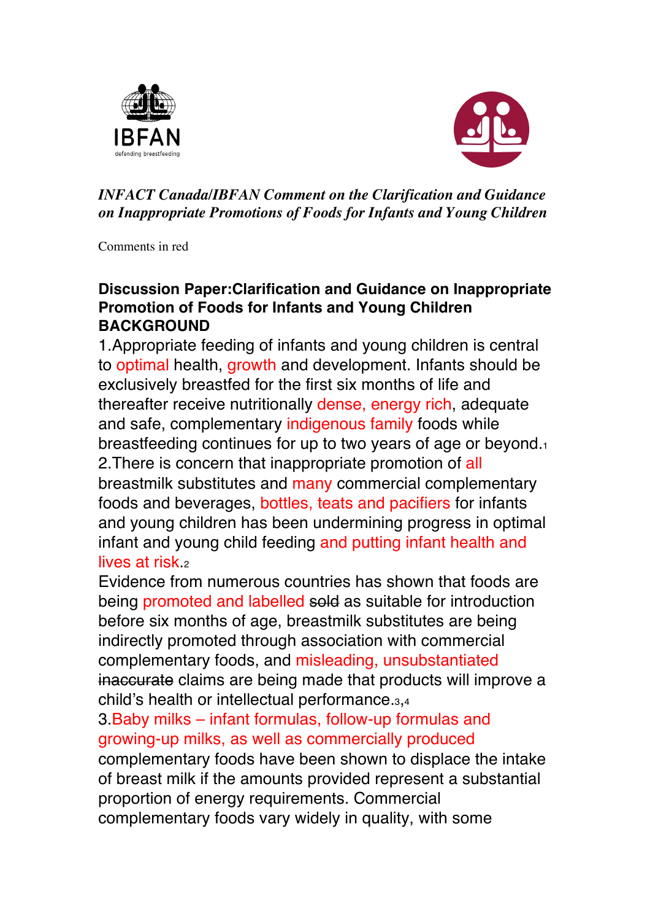IBFAN

defending breastfeeding

*INFACT Canada/IBFAN Comment on the Clarification and Guidance on Inappropriate Promotions of Foods for Infants and Young Children*

Comments in red

**Discussion Paper:Clarification and Guidance on Inappropriate Promotion of Foods for Infants and Young Children**

**BACKGROUND**

1.Appropriate feeding of infants and young children is central to optimal health, growth and development. Infants should be exclusively breastfed for the first six months of life and thereafter receive nutritionally dense, energy rich, adequate and safe, complementary indigenous family foods while breastfeeding continues for up to two years of age or beyond.[1]

2.There is concern that inappropriate promotion of all breastmilk substitutes and many commercial complementary foods and beverages, bottles, teats and pacifiers for infants and young children has been undermining progress in optimal infant and young child feeding and putting infant health and lives at risk.[2]

Evidence from numerous countries has shown that foods are being promoted and labelled ~~sold~~ as suitable for introduction before six months of age, breastmilk substitutes are being indirectly promoted through association with commercial complementary foods, and misleading, unsubstantiated ~~inaccurate~~ claims are being made that products will improve a child's health or intellectual performance.[3,4]

3.Baby milks – infant formulas, follow-up formulas and growing-up milks, as well as commercially produced complementary foods have been shown to displace the intake of breast milk if the amounts provided represent a substantial proportion of energy requirements. Commercial complementary foods vary widely in quality, with some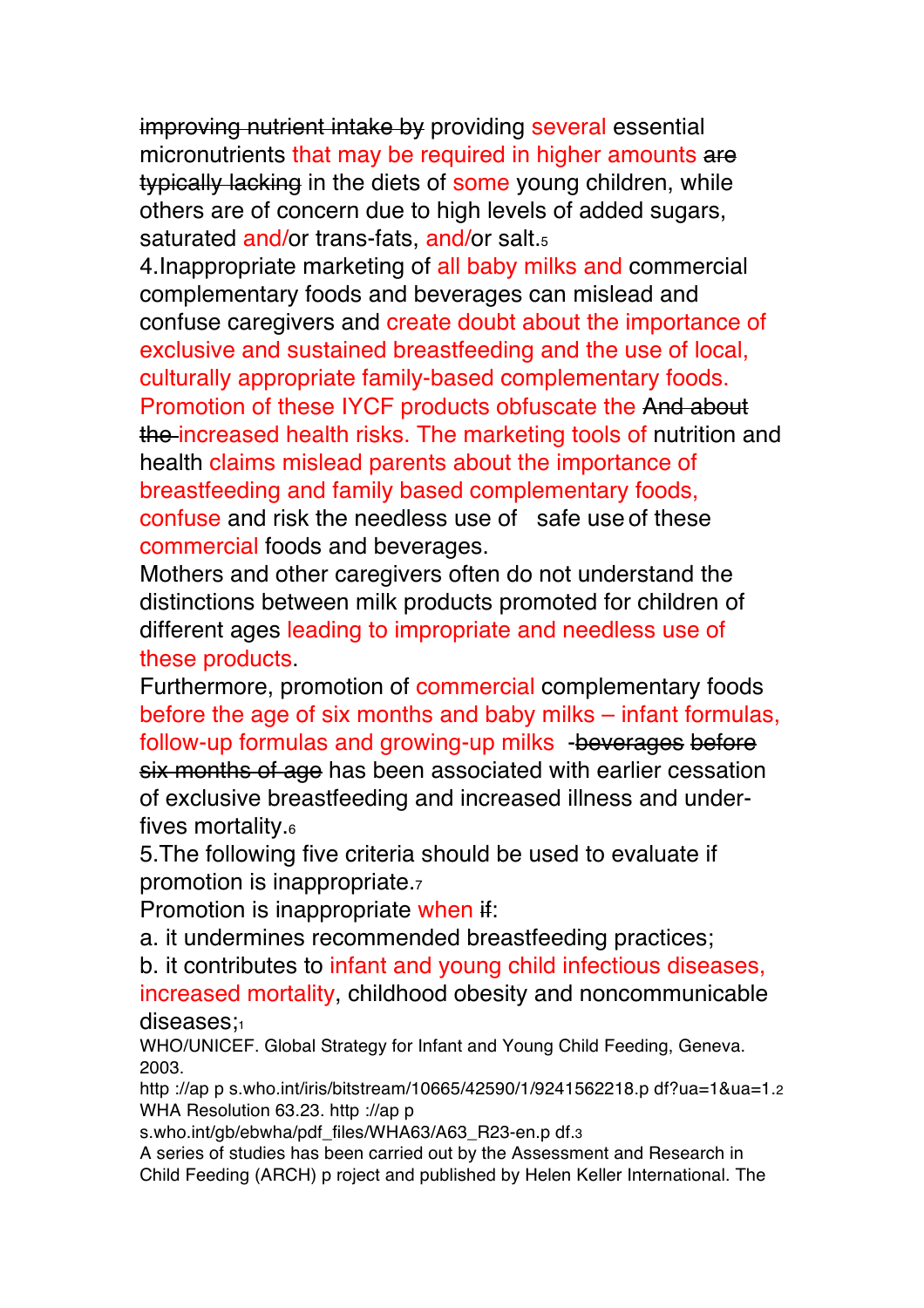~~improving nutrient intake by~~ providing several essential micronutrients that may be required in higher amounts ~~are typically lacking~~ in the diets of some young children, while others are of concern due to high levels of added sugars, saturated and/or trans-fats, and/or salt.[5]

4.Inappropriate marketing of all baby milks and commercial complementary foods and beverages can mislead and confuse caregivers and create doubt about the importance of exclusive and sustained breastfeeding and the use of local, culturally appropriate family-based complementary foods. Promotion of these IYCF products obfuscate the ~~And about the~~ increased health risks. The marketing tools of nutrition and health claims mislead parents about the importance of breastfeeding and family based complementary foods, confuse and risk the needless use of safe use of these commercial foods and beverages.

Mothers and other caregivers often do not understand the distinctions between milk products promoted for children of different ages leading to impropriate and needless use of these products.

Furthermore, promotion of commercial complementary foods before the age of six months and baby milks – infant formulas, follow-up formulas and growing-up milks ~~-beverages before six months of age~~ has been associated with earlier cessation of exclusive breastfeeding and increased illness and under-fives mortality.[6]

5.The following five criteria should be used to evaluate if promotion is inappropriate.[7]

Promotion is inappropriate when ~~if~~:

a. it undermines recommended breastfeeding practices;

b. it contributes to infant and young child infectious diseases, increased mortality, childhood obesity and noncommunicable diseases;[1]

WHO/UNICEF. Global Strategy for Infant and Young Child Feeding, Geneva. 2003.
http ://ap p s.who.int/iris/bitstream/10665/42590/1/9241562218.p df?ua=1&ua=1.[2]
WHA Resolution 63.23. http ://ap p s.who.int/gb/ebwha/pdf_files/WHA63/A63_R23-en.p df.[3]
A series of studies has been carried out by the Assessment and Research in Child Feeding (ARCH) p roject and published by Helen Keller International. The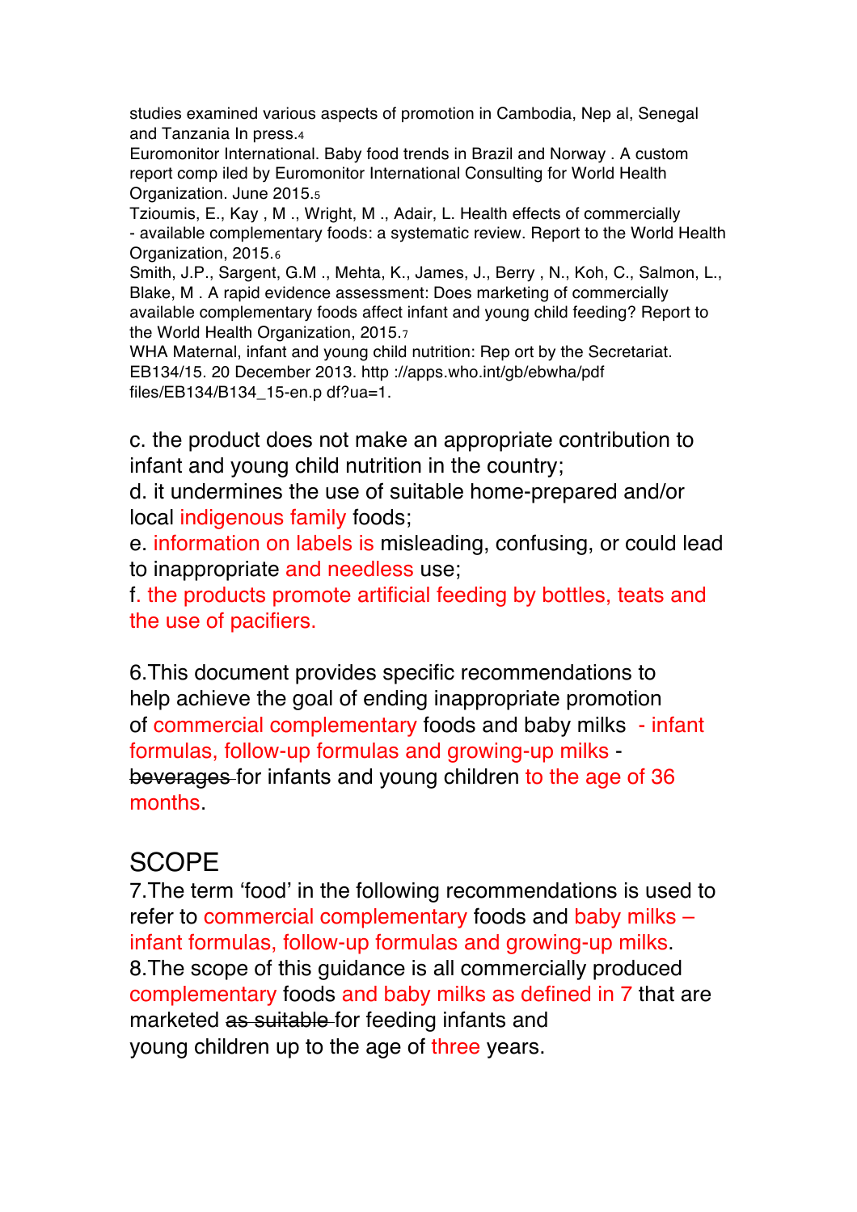studies examined various aspects of promotion in Cambodia, Nep al, Senegal and Tanzania In press.[4]

Euromonitor International. Baby food trends in Brazil and Norway . A custom report comp iled by Euromonitor International Consulting for World Health Organization. June 2015.[5]

Tzioumis, E., Kay , M ., Wright, M ., Adair, L. Health effects of commercially - available complementary foods: a systematic review. Report to the World Health Organization, 2015.[6]

Smith, J.P., Sargent, G.M ., Mehta, K., James, J., Berry , N., Koh, C., Salmon, L., Blake, M . A rapid evidence assessment: Does marketing of commercially available complementary foods affect infant and young child feeding? Report to the World Health Organization, 2015.[7]

WHA Maternal, infant and young child nutrition: Rep ort by the Secretariat. EB134/15. 20 December 2013. http ://apps.who.int/gb/ebwha/pdf files/EB134/B134_15-en.p df?ua=1.

c. the product does not make an appropriate contribution to infant and young child nutrition in the country;
d. it undermines the use of suitable home-prepared and/or local indigenous family foods;
e. information on labels is misleading, confusing, or could lead to inappropriate and needless use;
f. the products promote artificial feeding by bottles, teats and the use of pacifiers.

6.This document provides specific recommendations to help achieve the goal of ending inappropriate promotion of commercial complementary foods and baby milks - infant formulas, follow-up formulas and growing-up milks - ~~beverages~~ for infants and young children to the age of 36 months.

## SCOPE

7.The term 'food' in the following recommendations is used to refer to commercial complementary foods and baby milks – infant formulas, follow-up formulas and growing-up milks.
8.The scope of this guidance is all commercially produced complementary foods and baby milks as defined in 7 that are marketed ~~as suitable~~ for feeding infants and young children up to the age of three years.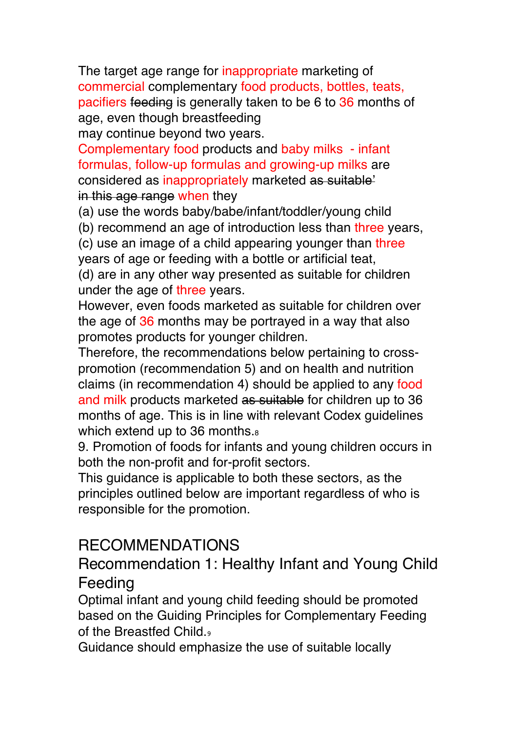The target age range for inappropriate marketing of commercial complementary food products, bottles, teats, pacifiers ~~feeding~~ is generally taken to be 6 to 36 months of age, even though breastfeeding
may continue beyond two years.

Complementary food products and baby milks - infant formulas, follow-up formulas and growing-up milks are considered as inappropriately marketed ~~as suitable' in this age range~~ when they

(a) use the words baby/babe/infant/toddler/young child

(b) recommend an age of introduction less than three years,

(c) use an image of a child appearing younger than three years of age or feeding with a bottle or artificial teat,

(d) are in any other way presented as suitable for children under the age of three years.

However, even foods marketed as suitable for children over the age of 36 months may be portrayed in a way that also promotes products for younger children.

Therefore, the recommendations below pertaining to cross-promotion (recommendation 5) and on health and nutrition claims (in recommendation 4) should be applied to any food and milk products marketed ~~as suitable~~ for children up to 36 months of age. This is in line with relevant Codex guidelines which extend up to 36 months.[8]

9. Promotion of foods for infants and young children occurs in both the non-profit and for-profit sectors.

This guidance is applicable to both these sectors, as the principles outlined below are important regardless of who is responsible for the promotion.

## RECOMMENDATIONS

### Recommendation 1: Healthy Infant and Young Child Feeding

Optimal infant and young child feeding should be promoted based on the Guiding Principles for Complementary Feeding of the Breastfed Child.[9]

Guidance should emphasize the use of suitable locally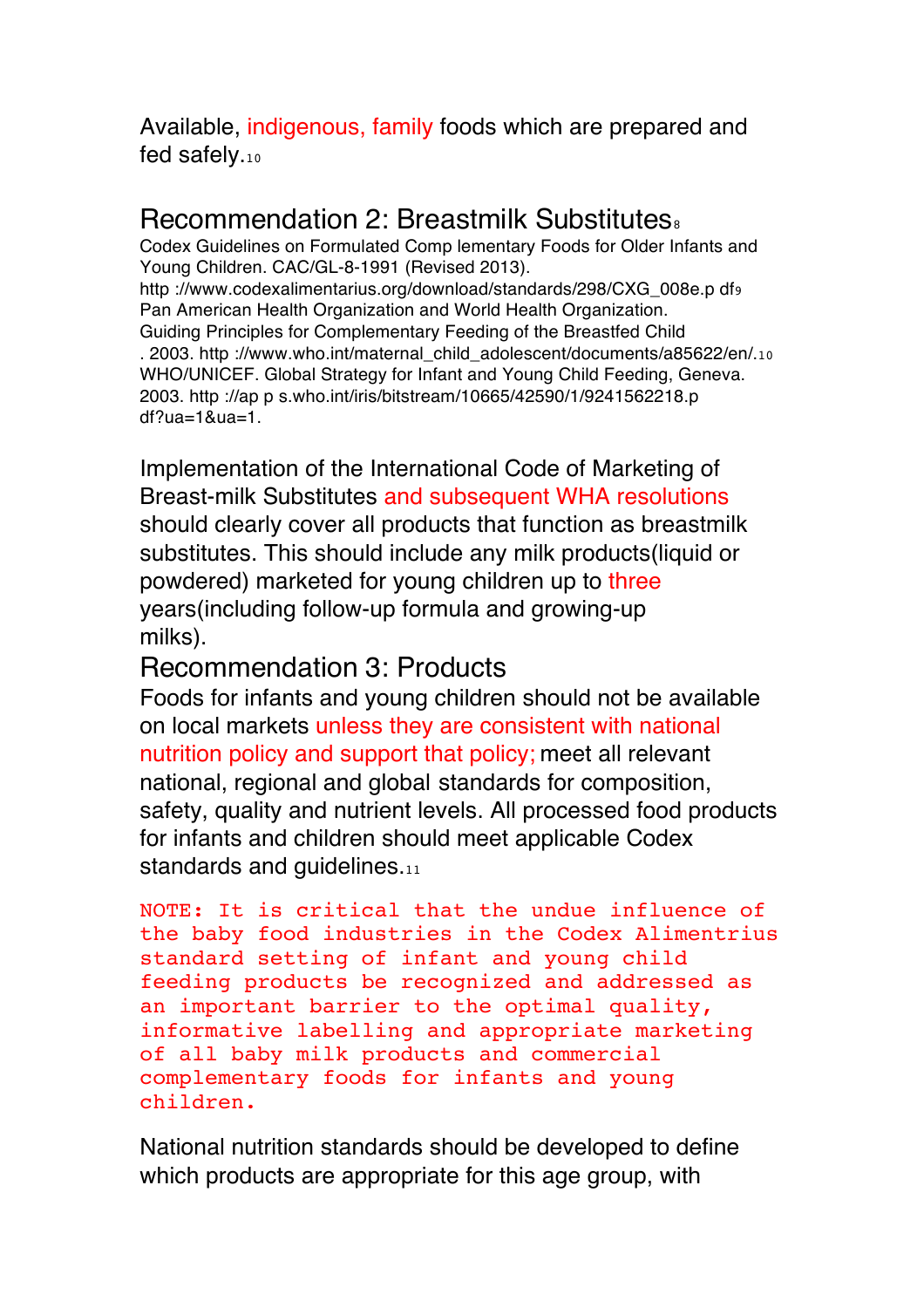Available, indigenous, family foods which are prepared and fed safely.[10]

## Recommendation 2: Breastmilk Substitutes[8]

Codex Guidelines on Formulated Comp lementary Foods for Older Infants and Young Children. CAC/GL-8-1991 (Revised 2013).
http ://www.codexalimentarius.org/download/standards/298/CXG_008e.p df[9]
Pan American Health Organization and World Health Organization.
Guiding Principles for Complementary Feeding of the Breastfed Child
. 2003. http ://www.who.int/maternal_child_adolescent/documents/a85622/en/.[10]
WHO/UNICEF. Global Strategy for Infant and Young Child Feeding, Geneva. 2003. http ://ap p s.who.int/iris/bitstream/10665/42590/1/9241562218.p df?ua=1&ua=1.

Implementation of the International Code of Marketing of Breast-milk Substitutes and subsequent WHA resolutions should clearly cover all products that function as breastmilk substitutes. This should include any milk products(liquid or powdered) marketed for young children up to three years(including follow-up formula and growing-up milks).

## Recommendation 3: Products

Foods for infants and young children should not be available on local markets unless they are consistent with national nutrition policy and support that policy; meet all relevant national, regional and global standards for composition, safety, quality and nutrient levels. All processed food products for infants and children should meet applicable Codex standards and guidelines.[11]

```
NOTE: It is critical that the undue influence of
the baby food industries in the Codex Alimentrius
standard setting of infant and young child
feeding products be recognized and addressed as
an important barrier to the optimal quality,
informative labelling and appropriate marketing
of all baby milk products and commercial
complementary foods for infants and young
children.
```

National nutrition standards should be developed to define which products are appropriate for this age group, with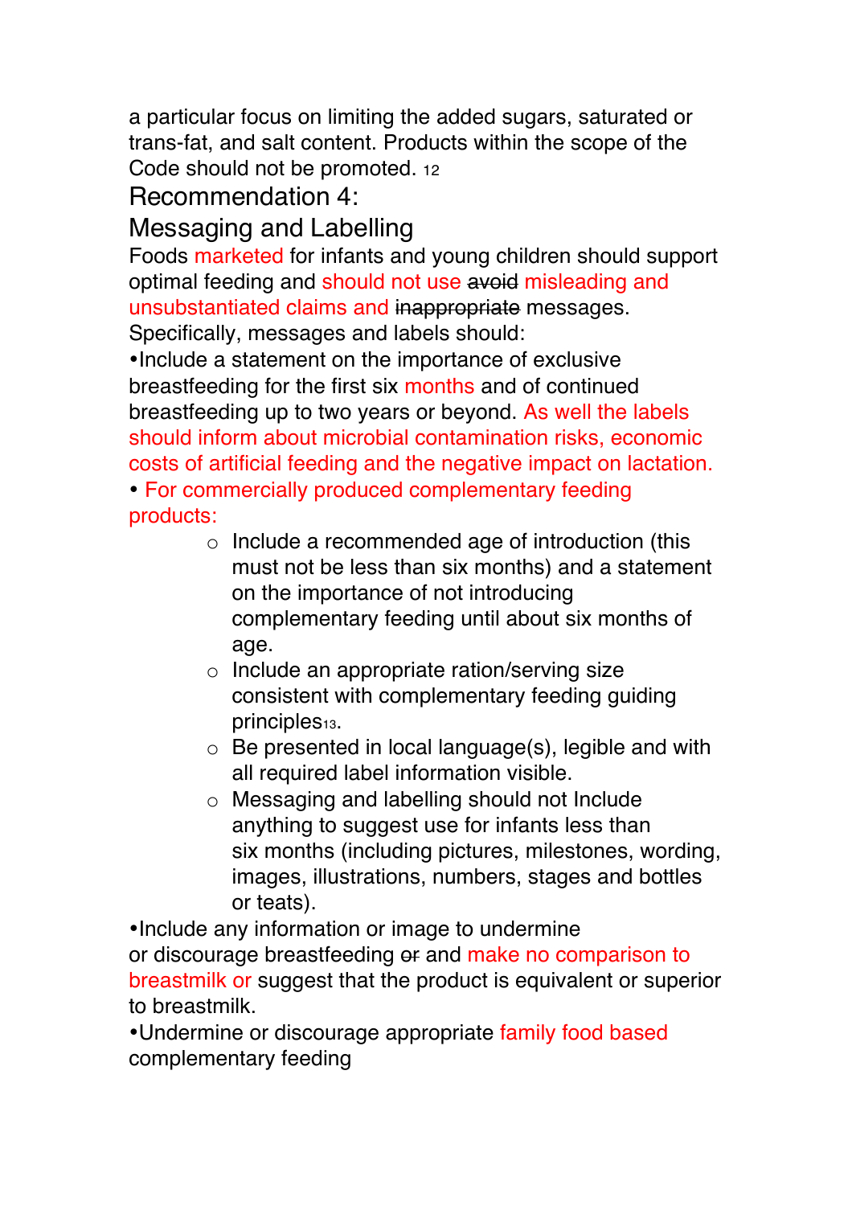a particular focus on limiting the added sugars, saturated or trans-fat, and salt content. Products within the scope of the Code should not be promoted. [12]

## Recommendation 4:

## Messaging and Labelling

Foods marketed for infants and young children should support optimal feeding and should not use ~~avoid~~ misleading and unsubstantiated claims and ~~inappropriate~~ messages. Specifically, messages and labels should:

•Include a statement on the importance of exclusive breastfeeding for the first six months and of continued breastfeeding up to two years or beyond. As well the labels should inform about microbial contamination risks, economic costs of artificial feeding and the negative impact on lactation.

• For commercially produced complementary feeding products:

- Include a recommended age of introduction (this must not be less than six months) and a statement on the importance of not introducing complementary feeding until about six months of age.
- Include an appropriate ration/serving size consistent with complementary feeding guiding principles[13].
- Be presented in local language(s), legible and with all required label information visible.
- Messaging and labelling should not Include anything to suggest use for infants less than six months (including pictures, milestones, wording, images, illustrations, numbers, stages and bottles or teats).

•Include any information or image to undermine or discourage breastfeeding ~~or~~ and make no comparison to breastmilk or suggest that the product is equivalent or superior to breastmilk.

•Undermine or discourage appropriate family food based complementary feeding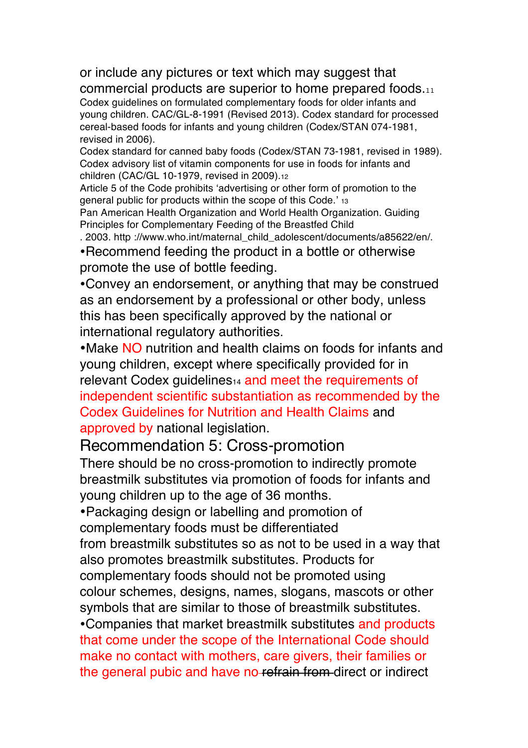or include any pictures or text which may suggest that commercial products are superior to home prepared foods.[11]

Codex guidelines on formulated complementary foods for older infants and young children. CAC/GL-8-1991 (Revised 2013). Codex standard for processed cereal-based foods for infants and young children (Codex/STAN 074-1981, revised in 2006).

Codex standard for canned baby foods (Codex/STAN 73-1981, revised in 1989). Codex advisory list of vitamin components for use in foods for infants and children (CAC/GL 10-1979, revised in 2009).[12]

Article 5 of the Code prohibits 'advertising or other form of promotion to the general public for products within the scope of this Code.' [13]

Pan American Health Organization and World Health Organization. Guiding Principles for Complementary Feeding of the Breastfed Child

. 2003. http ://www.who.int/maternal_child_adolescent/documents/a85622/en/.

- Recommend feeding the product in a bottle or otherwise promote the use of bottle feeding.
- Convey an endorsement, or anything that may be construed as an endorsement by a professional or other body, unless this has been specifically approved by the national or international regulatory authorities.
- Make NO nutrition and health claims on foods for infants and young children, except where specifically provided for in relevant Codex guidelines[14] and meet the requirements of independent scientific substantiation as recommended by the Codex Guidelines for Nutrition and Health Claims and approved by national legislation.

## Recommendation 5: Cross-promotion

There should be no cross-promotion to indirectly promote breastmilk substitutes via promotion of foods for infants and young children up to the age of 36 months.

- Packaging design or labelling and promotion of complementary foods must be differentiated from breastmilk substitutes so as not to be used in a way that also promotes breastmilk substitutes. Products for complementary foods should not be promoted using colour schemes, designs, names, slogans, mascots or other symbols that are similar to those of breastmilk substitutes.
- Companies that market breastmilk substitutes and products that come under the scope of the International Code should make no contact with mothers, care givers, their families or the general pubic and have no ~~refrain from~~ direct or indirect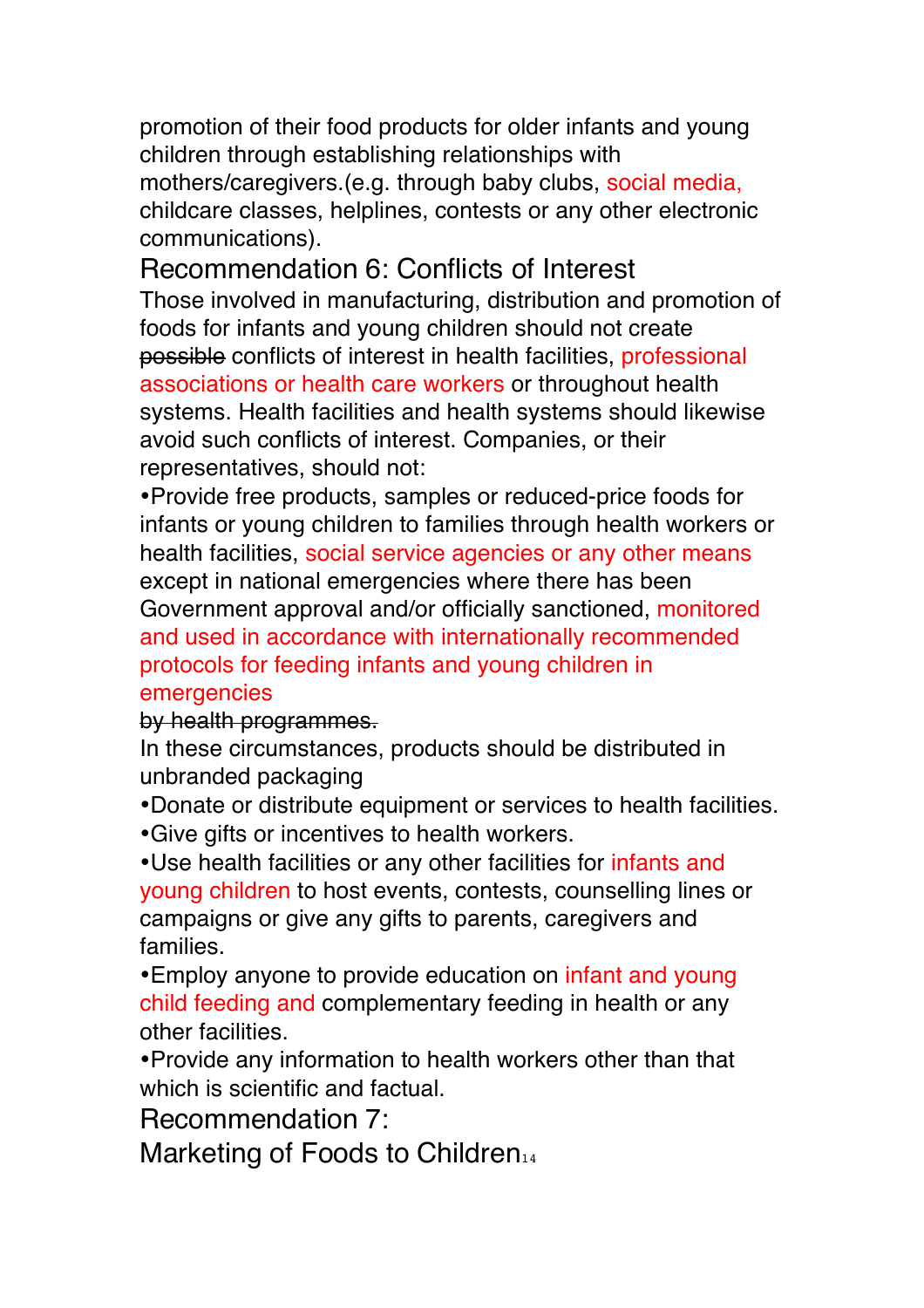promotion of their food products for older infants and young children through establishing relationships with mothers/caregivers.(e.g. through baby clubs, social media, childcare classes, helplines, contests or any other electronic communications).

## Recommendation 6: Conflicts of Interest

Those involved in manufacturing, distribution and promotion of foods for infants and young children should not create ~~possible~~ conflicts of interest in health facilities, professional associations or health care workers or throughout health systems. Health facilities and health systems should likewise avoid such conflicts of interest. Companies, or their representatives, should not:

- Provide free products, samples or reduced-price foods for infants or young children to families through health workers or health facilities, social service agencies or any other means except in national emergencies where there has been Government approval and/or officially sanctioned, monitored and used in accordance with internationally recommended protocols for feeding infants and young children in emergencies ~~by health programmes.~~

  In these circumstances, products should be distributed in unbranded packaging
- Donate or distribute equipment or services to health facilities.
- Give gifts or incentives to health workers.
- Use health facilities or any other facilities for infants and young children to host events, contests, counselling lines or campaigns or give any gifts to parents, caregivers and families.
- Employ anyone to provide education on infant and young child feeding and complementary feeding in health or any other facilities.
- Provide any information to health workers other than that which is scientific and factual.

## Recommendation 7: Marketing of Foods to Children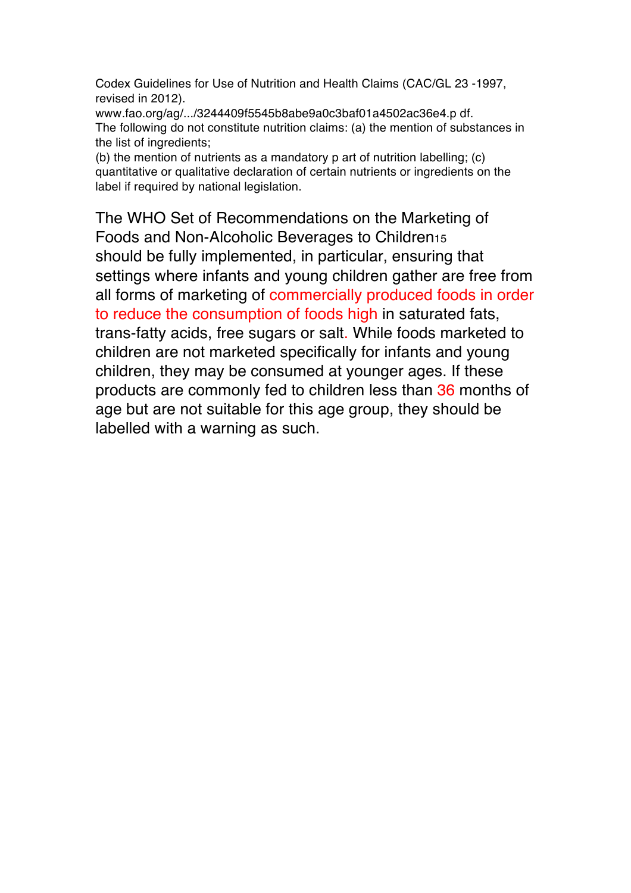Codex Guidelines for Use of Nutrition and Health Claims (CAC/GL 23 -1997, revised in 2012).
www.fao.org/ag/.../3244409f5545b8abe9a0c3baf01a4502ac36e4.p df.
The following do not constitute nutrition claims: (a) the mention of substances in the list of ingredients;
(b) the mention of nutrients as a mandatory p art of nutrition labelling; (c) quantitative or qualitative declaration of certain nutrients or ingredients on the label if required by national legislation.

The WHO Set of Recommendations on the Marketing of Foods and Non-Alcoholic Beverages to Children[15] should be fully implemented, in particular, ensuring that settings where infants and young children gather are free from all forms of marketing of commercially produced foods in order to reduce the consumption of foods high in saturated fats, trans-fatty acids, free sugars or salt. While foods marketed to children are not marketed specifically for infants and young children, they may be consumed at younger ages. If these products are commonly fed to children less than 36 months of age but are not suitable for this age group, they should be labelled with a warning as such.